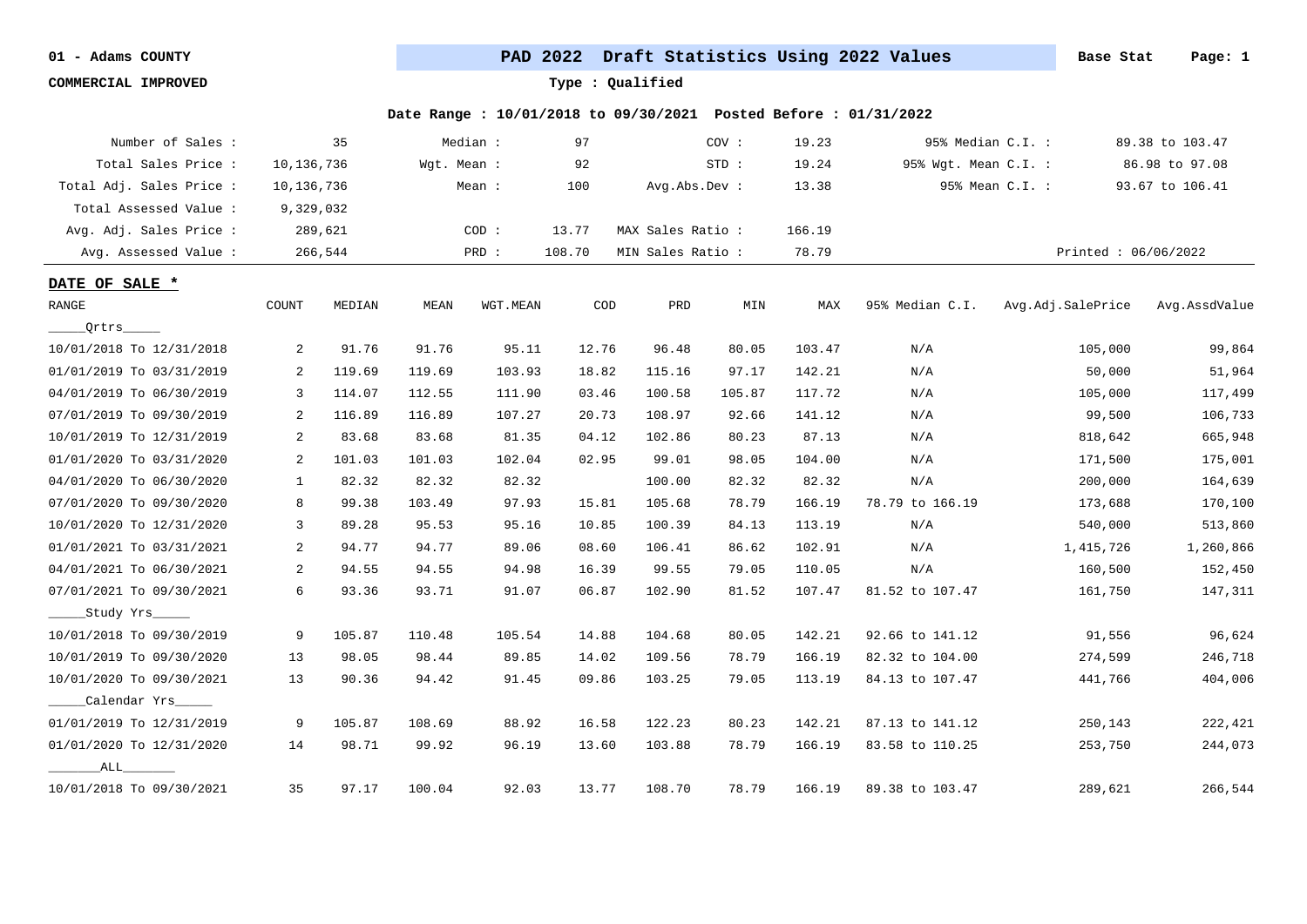01 - Adams COUNTY

COMMERCIAL IMPROVED

# PAD 2022 Draft Statistics Using 2022 Values

Base Stat

**Type : Qualified**

**Date Range : 10/01/2018 to 09/30/2021 Posted Before : 01/31/2022**

| | | | | | | | |
|---|---|---|---|---|---|---|---|
| Number of Sales : | 35 | Median : | 97 | COV : | 19.23 | 95% Median C.I. : | 89.38 to 103.47 |
| Total Sales Price : | 10,136,736 | Wgt. Mean : | 92 | STD : | 19.24 | 95% Wgt. Mean C.I. : | 86.98 to 97.08 |
| Total Adj. Sales Price : | 10,136,736 | Mean : | 100 | Avg.Abs.Dev : | 13.38 | 95% Mean C.I. : | 93.67 to 106.41 |
| Total Assessed Value : | 9,329,032 | | | | | | |
| Avg. Adj. Sales Price : | 289,621 | COD : | 13.77 | MAX Sales Ratio : | 166.19 | | |
| Avg. Assessed Value : | 266,544 | PRD : | 108.70 | MIN Sales Ratio : | 78.79 | | Printed : 06/06/2022 |

**DATE OF SALE ***

| RANGE | COUNT | MEDIAN | MEAN | WGT.MEAN | COD | PRD | MIN | MAX | 95% Median C.I. | Avg.Adj.SalePrice | Avg.AssdValue |
|---|---|---|---|---|---|---|---|---|---|---|---|
| _____Qrtrs_____ | | | | | | | | | | | |
| 10/01/2018 To 12/31/2018 | 2 | 91.76 | 91.76 | 95.11 | 12.76 | 96.48 | 80.05 | 103.47 | N/A | 105,000 | 99,864 |
| 01/01/2019 To 03/31/2019 | 2 | 119.69 | 119.69 | 103.93 | 18.82 | 115.16 | 97.17 | 142.21 | N/A | 50,000 | 51,964 |
| 04/01/2019 To 06/30/2019 | 3 | 114.07 | 112.55 | 111.90 | 03.46 | 100.58 | 105.87 | 117.72 | N/A | 105,000 | 117,499 |
| 07/01/2019 To 09/30/2019 | 2 | 116.89 | 116.89 | 107.27 | 20.73 | 108.97 | 92.66 | 141.12 | N/A | 99,500 | 106,733 |
| 10/01/2019 To 12/31/2019 | 2 | 83.68 | 83.68 | 81.35 | 04.12 | 102.86 | 80.23 | 87.13 | N/A | 818,642 | 665,948 |
| 01/01/2020 To 03/31/2020 | 2 | 101.03 | 101.03 | 102.04 | 02.95 | 99.01 | 98.05 | 104.00 | N/A | 171,500 | 175,001 |
| 04/01/2020 To 06/30/2020 | 1 | 82.32 | 82.32 | 82.32 | | 100.00 | 82.32 | 82.32 | N/A | 200,000 | 164,639 |
| 07/01/2020 To 09/30/2020 | 8 | 99.38 | 103.49 | 97.93 | 15.81 | 105.68 | 78.79 | 166.19 | 78.79 to 166.19 | 173,688 | 170,100 |
| 10/01/2020 To 12/31/2020 | 3 | 89.28 | 95.53 | 95.16 | 10.85 | 100.39 | 84.13 | 113.19 | N/A | 540,000 | 513,860 |
| 01/01/2021 To 03/31/2021 | 2 | 94.77 | 94.77 | 89.06 | 08.60 | 106.41 | 86.62 | 102.91 | N/A | 1,415,726 | 1,260,866 |
| 04/01/2021 To 06/30/2021 | 2 | 94.55 | 94.55 | 94.98 | 16.39 | 99.55 | 79.05 | 110.05 | N/A | 160,500 | 152,450 |
| 07/01/2021 To 09/30/2021 | 6 | 93.36 | 93.71 | 91.07 | 06.87 | 102.90 | 81.52 | 107.47 | 81.52 to 107.47 | 161,750 | 147,311 |
| _____Study Yrs_____ | | | | | | | | | | | |
| 10/01/2018 To 09/30/2019 | 9 | 105.87 | 110.48 | 105.54 | 14.88 | 104.68 | 80.05 | 142.21 | 92.66 to 141.12 | 91,556 | 96,624 |
| 10/01/2019 To 09/30/2020 | 13 | 98.05 | 98.44 | 89.85 | 14.02 | 109.56 | 78.79 | 166.19 | 82.32 to 104.00 | 274,599 | 246,718 |
| 10/01/2020 To 09/30/2021 | 13 | 90.36 | 94.42 | 91.45 | 09.86 | 103.25 | 79.05 | 113.19 | 84.13 to 107.47 | 441,766 | 404,006 |
| _____Calendar Yrs_____ | | | | | | | | | | | |
| 01/01/2019 To 12/31/2019 | 9 | 105.87 | 108.69 | 88.92 | 16.58 | 122.23 | 80.23 | 142.21 | 87.13 to 141.12 | 250,143 | 222,421 |
| 01/01/2020 To 12/31/2020 | 14 | 98.71 | 99.92 | 96.19 | 13.60 | 103.88 | 78.79 | 166.19 | 83.58 to 110.25 | 253,750 | 244,073 |
| _______ALL_______ | | | | | | | | | | | |
| 10/01/2018 To 09/30/2021 | 35 | 97.17 | 100.04 | 92.03 | 13.77 | 108.70 | 78.79 | 166.19 | 89.38 to 103.47 | 289,621 | 266,544 |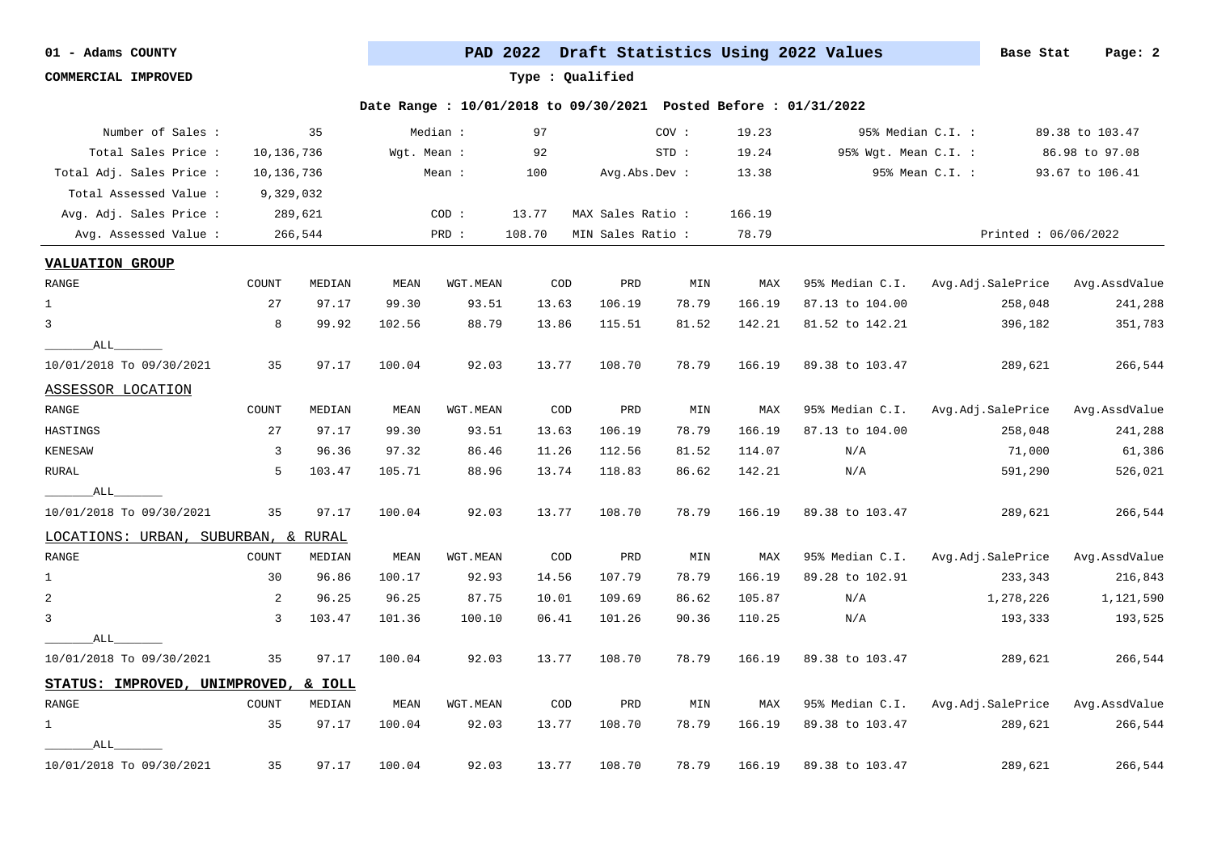**01 - Adams COUNTY**

**PAD 2022 Draft Statistics Using 2022 Values** — Base Stat

**COMMERCIAL IMPROVED**

**Type : Qualified**

**Date Range : 10/01/2018 to 09/30/2021 Posted Before : 01/31/2022**

| | | | | | | | |
|---|---|---|---|---|---|---|---|
| Number of Sales : | 35 | Median : | 97 | COV : | 19.23 | 95% Median C.I. : | 89.38 to 103.47 |
| Total Sales Price : | 10,136,736 | Wgt. Mean : | 92 | STD : | 19.24 | 95% Wgt. Mean C.I. : | 86.98 to 97.08 |
| Total Adj. Sales Price : | 10,136,736 | Mean : | 100 | Avg.Abs.Dev : | 13.38 | 95% Mean C.I. : | 93.67 to 106.41 |
| Total Assessed Value : | 9,329,032 | | | | | | |
| Avg. Adj. Sales Price : | 289,621 | COD : | 13.77 | MAX Sales Ratio : | 166.19 | | |
| Avg. Assessed Value : | 266,544 | PRD : | 108.70 | MIN Sales Ratio : | 78.79 | | Printed : 06/06/2022 |

**VALUATION GROUP**

| RANGE | COUNT | MEDIAN | MEAN | WGT.MEAN | COD | PRD | MIN | MAX | 95% Median C.I. | Avg.Adj.SalePrice | Avg.AssdValue |
|---|---|---|---|---|---|---|---|---|---|---|---|
| 1 | 27 | 97.17 | 99.30 | 93.51 | 13.63 | 106.19 | 78.79 | 166.19 | 87.13 to 104.00 | 258,048 | 241,288 |
| 3 | 8 | 99.92 | 102.56 | 88.79 | 13.86 | 115.51 | 81.52 | 142.21 | 81.52 to 142.21 | 396,182 | 351,783 |
| _______ALL_______ | | | | | | | | | | | |
| 10/01/2018 To 09/30/2021 | 35 | 97.17 | 100.04 | 92.03 | 13.77 | 108.70 | 78.79 | 166.19 | 89.38 to 103.47 | 289,621 | 266,544 |

**ASSESSOR LOCATION**

| RANGE | COUNT | MEDIAN | MEAN | WGT.MEAN | COD | PRD | MIN | MAX | 95% Median C.I. | Avg.Adj.SalePrice | Avg.AssdValue |
|---|---|---|---|---|---|---|---|---|---|---|---|
| HASTINGS | 27 | 97.17 | 99.30 | 93.51 | 13.63 | 106.19 | 78.79 | 166.19 | 87.13 to 104.00 | 258,048 | 241,288 |
| KENESAW | 3 | 96.36 | 97.32 | 86.46 | 11.26 | 112.56 | 81.52 | 114.07 | N/A | 71,000 | 61,386 |
| RURAL | 5 | 103.47 | 105.71 | 88.96 | 13.74 | 118.83 | 86.62 | 142.21 | N/A | 591,290 | 526,021 |
| _______ALL_______ | | | | | | | | | | | |
| 10/01/2018 To 09/30/2021 | 35 | 97.17 | 100.04 | 92.03 | 13.77 | 108.70 | 78.79 | 166.19 | 89.38 to 103.47 | 289,621 | 266,544 |

**LOCATIONS: URBAN, SUBURBAN, & RURAL**

| RANGE | COUNT | MEDIAN | MEAN | WGT.MEAN | COD | PRD | MIN | MAX | 95% Median C.I. | Avg.Adj.SalePrice | Avg.AssdValue |
|---|---|---|---|---|---|---|---|---|---|---|---|
| 1 | 30 | 96.86 | 100.17 | 92.93 | 14.56 | 107.79 | 78.79 | 166.19 | 89.28 to 102.91 | 233,343 | 216,843 |
| 2 | 2 | 96.25 | 96.25 | 87.75 | 10.01 | 109.69 | 86.62 | 105.87 | N/A | 1,278,226 | 1,121,590 |
| 3 | 3 | 103.47 | 101.36 | 100.10 | 06.41 | 101.26 | 90.36 | 110.25 | N/A | 193,333 | 193,525 |
| _______ALL_______ | | | | | | | | | | | |
| 10/01/2018 To 09/30/2021 | 35 | 97.17 | 100.04 | 92.03 | 13.77 | 108.70 | 78.79 | 166.19 | 89.38 to 103.47 | 289,621 | 266,544 |

**STATUS: IMPROVED, UNIMPROVED, & IOLL**

| RANGE | COUNT | MEDIAN | MEAN | WGT.MEAN | COD | PRD | MIN | MAX | 95% Median C.I. | Avg.Adj.SalePrice | Avg.AssdValue |
|---|---|---|---|---|---|---|---|---|---|---|---|
| 1 | 35 | 97.17 | 100.04 | 92.03 | 13.77 | 108.70 | 78.79 | 166.19 | 89.38 to 103.47 | 289,621 | 266,544 |
| _______ALL_______ | | | | | | | | | | | |
| 10/01/2018 To 09/30/2021 | 35 | 97.17 | 100.04 | 92.03 | 13.77 | 108.70 | 78.79 | 166.19 | 89.38 to 103.47 | 289,621 | 266,544 |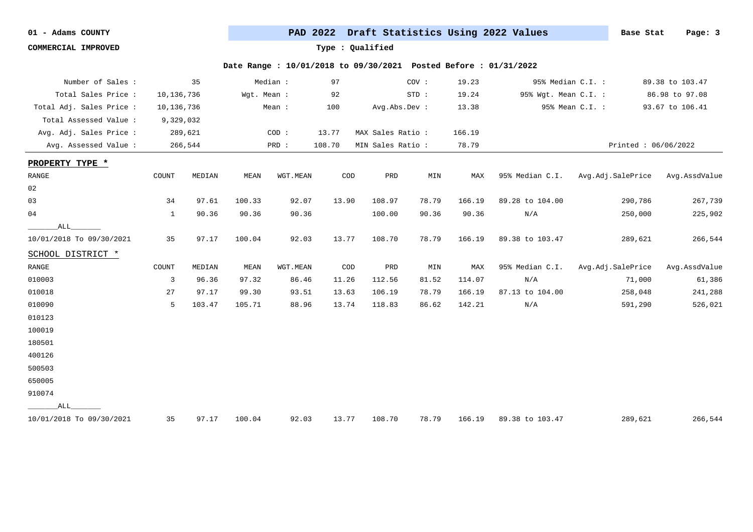01 - Adams COUNTY

COMMERCIAL IMPROVED

# PAD 2022 Draft Statistics Using 2022 Values

Base Stat

Type : Qualified

Date Range : 10/01/2018 to 09/30/2021 Posted Before : 01/31/2022

| | | | | | | | |
|---|---|---|---|---|---|---|---|
| Number of Sales : | 35 | Median : | 97 | COV : | 19.23 | 95% Median C.I. : | 89.38 to 103.47 |
| Total Sales Price : | 10,136,736 | Wgt. Mean : | 92 | STD : | 19.24 | 95% Wgt. Mean C.I. : | 86.98 to 97.08 |
| Total Adj. Sales Price : | 10,136,736 | Mean : | 100 | Avg.Abs.Dev : | 13.38 | 95% Mean C.I. : | 93.67 to 106.41 |
| Total Assessed Value : | 9,329,032 | | | | | | |
| Avg. Adj. Sales Price : | 289,621 | COD : | 13.77 | MAX Sales Ratio : | 166.19 | | |
| Avg. Assessed Value : | 266,544 | PRD : | 108.70 | MIN Sales Ratio : | 78.79 | | Printed : 06/06/2022 |

**PROPERTY TYPE ***

| RANGE | COUNT | MEDIAN | MEAN | WGT.MEAN | COD | PRD | MIN | MAX | 95% Median C.I. | Avg.Adj.SalePrice | Avg.AssdValue |
|---|---|---|---|---|---|---|---|---|---|---|---|
| 02 | | | | | | | | | | | |
| 03 | 34 | 97.61 | 100.33 | 92.07 | 13.90 | 108.97 | 78.79 | 166.19 | 89.28 to 104.00 | 290,786 | 267,739 |
| 04 | 1 | 90.36 | 90.36 | 90.36 | | 100.00 | 90.36 | 90.36 | N/A | 250,000 | 225,902 |
| _______ALL_______ | | | | | | | | | | | |
| 10/01/2018 To 09/30/2021 | 35 | 97.17 | 100.04 | 92.03 | 13.77 | 108.70 | 78.79 | 166.19 | 89.38 to 103.47 | 289,621 | 266,544 |

SCHOOL DISTRICT *

| RANGE | COUNT | MEDIAN | MEAN | WGT.MEAN | COD | PRD | MIN | MAX | 95% Median C.I. | Avg.Adj.SalePrice | Avg.AssdValue |
|---|---|---|---|---|---|---|---|---|---|---|---|
| 010003 | 3 | 96.36 | 97.32 | 86.46 | 11.26 | 112.56 | 81.52 | 114.07 | N/A | 71,000 | 61,386 |
| 010018 | 27 | 97.17 | 99.30 | 93.51 | 13.63 | 106.19 | 78.79 | 166.19 | 87.13 to 104.00 | 258,048 | 241,288 |
| 010090 | 5 | 103.47 | 105.71 | 88.96 | 13.74 | 118.83 | 86.62 | 142.21 | N/A | 591,290 | 526,021 |
| 010123 | | | | | | | | | | | |
| 100019 | | | | | | | | | | | |
| 180501 | | | | | | | | | | | |
| 400126 | | | | | | | | | | | |
| 500503 | | | | | | | | | | | |
| 650005 | | | | | | | | | | | |
| 910074 | | | | | | | | | | | |
| _______ALL_______ | | | | | | | | | | | |
| 10/01/2018 To 09/30/2021 | 35 | 97.17 | 100.04 | 92.03 | 13.77 | 108.70 | 78.79 | 166.19 | 89.38 to 103.47 | 289,621 | 266,544 |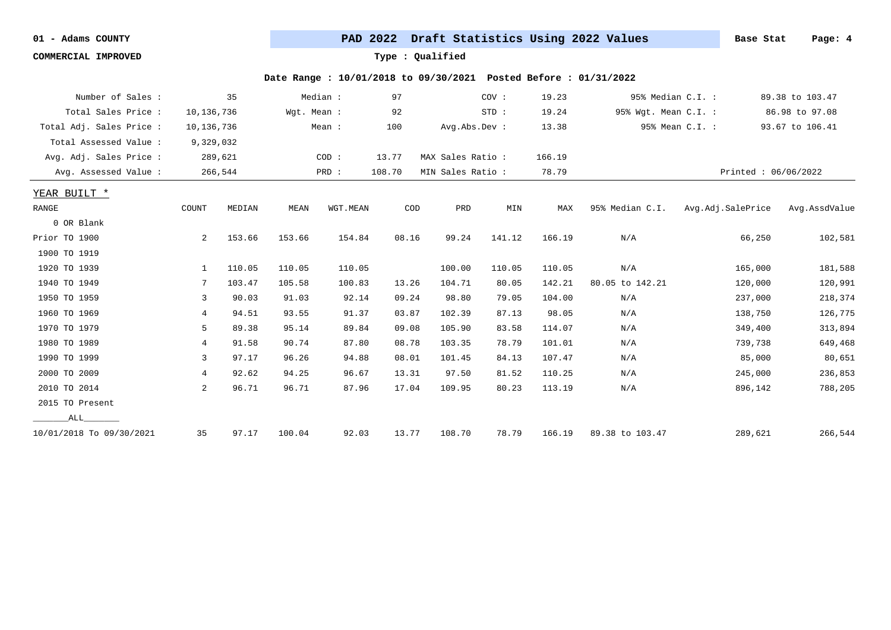**01 - Adams COUNTY**

**COMMERCIAL IMPROVED**

**PAD 2022 Draft Statistics Using 2022 Values** — Base Stat

**Type : Qualified**

**Date Range : 10/01/2018 to 09/30/2021 Posted Before : 01/31/2022**

| | | | | | | | |
|---|---|---|---|---|---|---|---|
| Number of Sales : | 35 | Median : | 97 | COV : | 19.23 | 95% Median C.I. : | 89.38 to 103.47 |
| Total Sales Price : | 10,136,736 | Wgt. Mean : | 92 | STD : | 19.24 | 95% Wgt. Mean C.I. : | 86.98 to 97.08 |
| Total Adj. Sales Price : | 10,136,736 | Mean : | 100 | Avg.Abs.Dev : | 13.38 | 95% Mean C.I. : | 93.67 to 106.41 |
| Total Assessed Value : | 9,329,032 | | | | | | |
| Avg. Adj. Sales Price : | 289,621 | COD : | 13.77 | MAX Sales Ratio : | 166.19 | | |
| Avg. Assessed Value : | 266,544 | PRD : | 108.70 | MIN Sales Ratio : | 78.79 | | Printed : 06/06/2022 |

YEAR BUILT *

| RANGE | COUNT | MEDIAN | MEAN | WGT.MEAN | COD | PRD | MIN | MAX | 95% Median C.I. | Avg.Adj.SalePrice | Avg.AssdValue |
|---|---|---|---|---|---|---|---|---|---|---|---|
| 0 OR Blank | | | | | | | | | | | |
| Prior TO 1900 | 2 | 153.66 | 153.66 | 154.84 | 08.16 | 99.24 | 141.12 | 166.19 | N/A | 66,250 | 102,581 |
| 1900 TO 1919 | | | | | | | | | | | |
| 1920 TO 1939 | 1 | 110.05 | 110.05 | 110.05 | | 100.00 | 110.05 | 110.05 | N/A | 165,000 | 181,588 |
| 1940 TO 1949 | 7 | 103.47 | 105.58 | 100.83 | 13.26 | 104.71 | 80.05 | 142.21 | 80.05 to 142.21 | 120,000 | 120,991 |
| 1950 TO 1959 | 3 | 90.03 | 91.03 | 92.14 | 09.24 | 98.80 | 79.05 | 104.00 | N/A | 237,000 | 218,374 |
| 1960 TO 1969 | 4 | 94.51 | 93.55 | 91.37 | 03.87 | 102.39 | 87.13 | 98.05 | N/A | 138,750 | 126,775 |
| 1970 TO 1979 | 5 | 89.38 | 95.14 | 89.84 | 09.08 | 105.90 | 83.58 | 114.07 | N/A | 349,400 | 313,894 |
| 1980 TO 1989 | 4 | 91.58 | 90.74 | 87.80 | 08.78 | 103.35 | 78.79 | 101.01 | N/A | 739,738 | 649,468 |
| 1990 TO 1999 | 3 | 97.17 | 96.26 | 94.88 | 08.01 | 101.45 | 84.13 | 107.47 | N/A | 85,000 | 80,651 |
| 2000 TO 2009 | 4 | 92.62 | 94.25 | 96.67 | 13.31 | 97.50 | 81.52 | 110.25 | N/A | 245,000 | 236,853 |
| 2010 TO 2014 | 2 | 96.71 | 96.71 | 87.96 | 17.04 | 109.95 | 80.23 | 113.19 | N/A | 896,142 | 788,205 |
| 2015 TO Present | | | | | | | | | | | |
| _______ALL_______ | | | | | | | | | | | |
| 10/01/2018 To 09/30/2021 | 35 | 97.17 | 100.04 | 92.03 | 13.77 | 108.70 | 78.79 | 166.19 | 89.38 to 103.47 | 289,621 | 266,544 |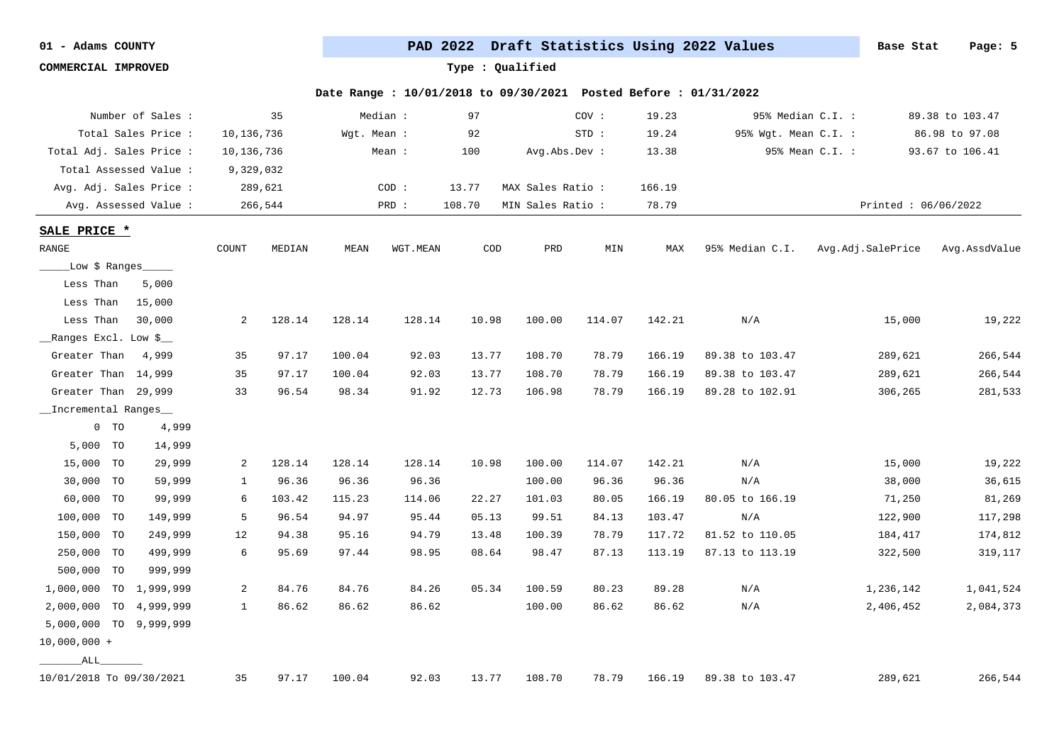01 - Adams COUNTY

**PAD 2022 Draft Statistics Using 2022 Values**

Base Stat

COMMERCIAL IMPROVED

Type : Qualified

Date Range : 10/01/2018 to 09/30/2021 Posted Before : 01/31/2022

| | | | | | | | |
|---|---|---|---|---|---|---|---|
| Number of Sales : | 35 | Median : | 97 | COV : | 19.23 | 95% Median C.I. : | 89.38 to 103.47 |
| Total Sales Price : | 10,136,736 | Wgt. Mean : | 92 | STD : | 19.24 | 95% Wgt. Mean C.I. : | 86.98 to 97.08 |
| Total Adj. Sales Price : | 10,136,736 | Mean : | 100 | Avg.Abs.Dev : | 13.38 | 95% Mean C.I. : | 93.67 to 106.41 |
| Total Assessed Value : | 9,329,032 | | | | | | |
| Avg. Adj. Sales Price : | 289,621 | COD : | 13.77 | MAX Sales Ratio : | 166.19 | | |
| Avg. Assessed Value : | 266,544 | PRD : | 108.70 | MIN Sales Ratio : | 78.79 | Printed : 06/06/2022 | |

**SALE PRICE ***

| RANGE | COUNT | MEDIAN | MEAN | WGT.MEAN | COD | PRD | MIN | MAX | 95% Median C.I. | Avg.Adj.SalePrice | Avg.AssdValue |
|---|---|---|---|---|---|---|---|---|---|---|---|
| _____Low $ Ranges_____ | | | | | | | | | | | |
| Less Than 5,000 | | | | | | | | | | | |
| Less Than 15,000 | | | | | | | | | | | |
| Less Than 30,000 | 2 | 128.14 | 128.14 | 128.14 | 10.98 | 100.00 | 114.07 | 142.21 | N/A | 15,000 | 19,222 |
| __Ranges Excl. Low $__ | | | | | | | | | | | |
| Greater Than 4,999 | 35 | 97.17 | 100.04 | 92.03 | 13.77 | 108.70 | 78.79 | 166.19 | 89.38 to 103.47 | 289,621 | 266,544 |
| Greater Than 14,999 | 35 | 97.17 | 100.04 | 92.03 | 13.77 | 108.70 | 78.79 | 166.19 | 89.38 to 103.47 | 289,621 | 266,544 |
| Greater Than 29,999 | 33 | 96.54 | 98.34 | 91.92 | 12.73 | 106.98 | 78.79 | 166.19 | 89.28 to 102.91 | 306,265 | 281,533 |
| __Incremental Ranges__ | | | | | | | | | | | |
| 0 TO 4,999 | | | | | | | | | | | |
| 5,000 TO 14,999 | | | | | | | | | | | |
| 15,000 TO 29,999 | 2 | 128.14 | 128.14 | 128.14 | 10.98 | 100.00 | 114.07 | 142.21 | N/A | 15,000 | 19,222 |
| 30,000 TO 59,999 | 1 | 96.36 | 96.36 | 96.36 | | 100.00 | 96.36 | 96.36 | N/A | 38,000 | 36,615 |
| 60,000 TO 99,999 | 6 | 103.42 | 115.23 | 114.06 | 22.27 | 101.03 | 80.05 | 166.19 | 80.05 to 166.19 | 71,250 | 81,269 |
| 100,000 TO 149,999 | 5 | 96.54 | 94.97 | 95.44 | 05.13 | 99.51 | 84.13 | 103.47 | N/A | 122,900 | 117,298 |
| 150,000 TO 249,999 | 12 | 94.38 | 95.16 | 94.79 | 13.48 | 100.39 | 78.79 | 117.72 | 81.52 to 110.05 | 184,417 | 174,812 |
| 250,000 TO 499,999 | 6 | 95.69 | 97.44 | 98.95 | 08.64 | 98.47 | 87.13 | 113.19 | 87.13 to 113.19 | 322,500 | 319,117 |
| 500,000 TO 999,999 | | | | | | | | | | | |
| 1,000,000 TO 1,999,999 | 2 | 84.76 | 84.76 | 84.26 | 05.34 | 100.59 | 80.23 | 89.28 | N/A | 1,236,142 | 1,041,524 |
| 2,000,000 TO 4,999,999 | 1 | 86.62 | 86.62 | 86.62 | | 100.00 | 86.62 | 86.62 | N/A | 2,406,452 | 2,084,373 |
| 5,000,000 TO 9,999,999 | | | | | | | | | | | |
| 10,000,000 + | | | | | | | | | | | |
| _______ALL_______ | | | | | | | | | | | |
| 10/01/2018 To 09/30/2021 | 35 | 97.17 | 100.04 | 92.03 | 13.77 | 108.70 | 78.79 | 166.19 | 89.38 to 103.47 | 289,621 | 266,544 |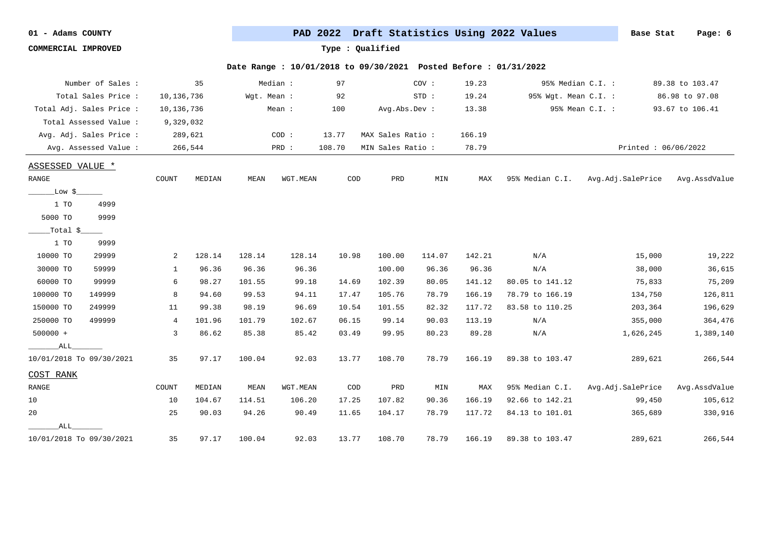01 - Adams COUNTY

**PAD 2022 Draft Statistics Using 2022 Values**

Base Stat

COMMERCIAL IMPROVED

Type : Qualified

Date Range : 10/01/2018 to 09/30/2021 Posted Before : 01/31/2022

| | | | | | | | |
|---|---|---|---|---|---|---|---|
| Number of Sales : | 35 | Median : | 97 | COV : | 19.23 | 95% Median C.I. : | 89.38 to 103.47 |
| Total Sales Price : | 10,136,736 | Wgt. Mean : | 92 | STD : | 19.24 | 95% Wgt. Mean C.I. : | 86.98 to 97.08 |
| Total Adj. Sales Price : | 10,136,736 | Mean : | 100 | Avg.Abs.Dev : | 13.38 | 95% Mean C.I. : | 93.67 to 106.41 |
| Total Assessed Value : | 9,329,032 | | | | | | |
| Avg. Adj. Sales Price : | 289,621 | COD : | 13.77 | MAX Sales Ratio : | 166.19 | | |
| Avg. Assessed Value : | 266,544 | PRD : | 108.70 | MIN Sales Ratio : | 78.79 | Printed : 06/06/2022 | |

ASSESSED VALUE *

| RANGE | COUNT | MEDIAN | MEAN | WGT.MEAN | COD | PRD | MIN | MAX | 95% Median C.I. | Avg.Adj.SalePrice | Avg.AssdValue |
|---|---|---|---|---|---|---|---|---|---|---|---|
| ______Low $______ | | | | | | | | | | | |
| 1 TO 4999 | | | | | | | | | | | |
| 5000 TO 9999 | | | | | | | | | | | |
| _____Total $_____ | | | | | | | | | | | |
| 1 TO 9999 | | | | | | | | | | | |
| 10000 TO 29999 | 2 | 128.14 | 128.14 | 128.14 | 10.98 | 100.00 | 114.07 | 142.21 | N/A | 15,000 | 19,222 |
| 30000 TO 59999 | 1 | 96.36 | 96.36 | 96.36 | | 100.00 | 96.36 | 96.36 | N/A | 38,000 | 36,615 |
| 60000 TO 99999 | 6 | 98.27 | 101.55 | 99.18 | 14.69 | 102.39 | 80.05 | 141.12 | 80.05 to 141.12 | 75,833 | 75,209 |
| 100000 TO 149999 | 8 | 94.60 | 99.53 | 94.11 | 17.47 | 105.76 | 78.79 | 166.19 | 78.79 to 166.19 | 134,750 | 126,811 |
| 150000 TO 249999 | 11 | 99.38 | 98.19 | 96.69 | 10.54 | 101.55 | 82.32 | 117.72 | 83.58 to 110.25 | 203,364 | 196,629 |
| 250000 TO 499999 | 4 | 101.96 | 101.79 | 102.67 | 06.15 | 99.14 | 90.03 | 113.19 | N/A | 355,000 | 364,476 |
| 500000 + | 3 | 86.62 | 85.38 | 85.42 | 03.49 | 99.95 | 80.23 | 89.28 | N/A | 1,626,245 | 1,389,140 |
| _______ALL_______ | | | | | | | | | | | |
| 10/01/2018 To 09/30/2021 | 35 | 97.17 | 100.04 | 92.03 | 13.77 | 108.70 | 78.79 | 166.19 | 89.38 to 103.47 | 289,621 | 266,544 |

COST RANK

| RANGE | COUNT | MEDIAN | MEAN | WGT.MEAN | COD | PRD | MIN | MAX | 95% Median C.I. | Avg.Adj.SalePrice | Avg.AssdValue |
|---|---|---|---|---|---|---|---|---|---|---|---|
| 10 | 10 | 104.67 | 114.51 | 106.20 | 17.25 | 107.82 | 90.36 | 166.19 | 92.66 to 142.21 | 99,450 | 105,612 |
| 20 | 25 | 90.03 | 94.26 | 90.49 | 11.65 | 104.17 | 78.79 | 117.72 | 84.13 to 101.01 | 365,689 | 330,916 |
| _______ALL_______ | | | | | | | | | | | |
| 10/01/2018 To 09/30/2021 | 35 | 97.17 | 100.04 | 92.03 | 13.77 | 108.70 | 78.79 | 166.19 | 89.38 to 103.47 | 289,621 | 266,544 |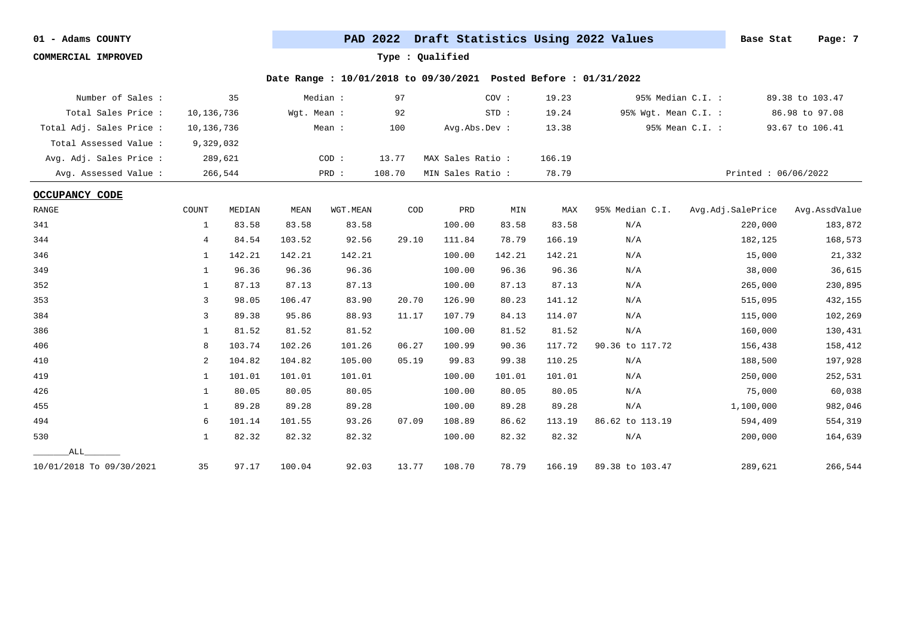01 - Adams COUNTY

**PAD 2022 Draft Statistics Using 2022 Values** Base Stat

COMMERCIAL IMPROVED

Type : Qualified

Date Range : 10/01/2018 to 09/30/2021 Posted Before : 01/31/2022

| | | | | | | | |
|---|---|---|---|---|---|---|---|
| Number of Sales : | 35 | Median : | 97 | COV : | 19.23 | 95% Median C.I. : | 89.38 to 103.47 |
| Total Sales Price : | 10,136,736 | Wgt. Mean : | 92 | STD : | 19.24 | 95% Wgt. Mean C.I. : | 86.98 to 97.08 |
| Total Adj. Sales Price : | 10,136,736 | Mean : | 100 | Avg.Abs.Dev : | 13.38 | 95% Mean C.I. : | 93.67 to 106.41 |
| Total Assessed Value : | 9,329,032 | | | | | | |
| Avg. Adj. Sales Price : | 289,621 | COD : | 13.77 | MAX Sales Ratio : | 166.19 | | |
| Avg. Assessed Value : | 266,544 | PRD : | 108.70 | MIN Sales Ratio : | 78.79 | | Printed : 06/06/2022 |

**OCCUPANCY CODE**

| RANGE | COUNT | MEDIAN | MEAN | WGT.MEAN | COD | PRD | MIN | MAX | 95% Median C.I. | Avg.Adj.SalePrice | Avg.AssdValue |
|---|---|---|---|---|---|---|---|---|---|---|---|
| 341 | 1 | 83.58 | 83.58 | 83.58 | | 100.00 | 83.58 | 83.58 | N/A | 220,000 | 183,872 |
| 344 | 4 | 84.54 | 103.52 | 92.56 | 29.10 | 111.84 | 78.79 | 166.19 | N/A | 182,125 | 168,573 |
| 346 | 1 | 142.21 | 142.21 | 142.21 | | 100.00 | 142.21 | 142.21 | N/A | 15,000 | 21,332 |
| 349 | 1 | 96.36 | 96.36 | 96.36 | | 100.00 | 96.36 | 96.36 | N/A | 38,000 | 36,615 |
| 352 | 1 | 87.13 | 87.13 | 87.13 | | 100.00 | 87.13 | 87.13 | N/A | 265,000 | 230,895 |
| 353 | 3 | 98.05 | 106.47 | 83.90 | 20.70 | 126.90 | 80.23 | 141.12 | N/A | 515,095 | 432,155 |
| 384 | 3 | 89.38 | 95.86 | 88.93 | 11.17 | 107.79 | 84.13 | 114.07 | N/A | 115,000 | 102,269 |
| 386 | 1 | 81.52 | 81.52 | 81.52 | | 100.00 | 81.52 | 81.52 | N/A | 160,000 | 130,431 |
| 406 | 8 | 103.74 | 102.26 | 101.26 | 06.27 | 100.99 | 90.36 | 117.72 | 90.36 to 117.72 | 156,438 | 158,412 |
| 410 | 2 | 104.82 | 104.82 | 105.00 | 05.19 | 99.83 | 99.38 | 110.25 | N/A | 188,500 | 197,928 |
| 419 | 1 | 101.01 | 101.01 | 101.01 | | 100.00 | 101.01 | 101.01 | N/A | 250,000 | 252,531 |
| 426 | 1 | 80.05 | 80.05 | 80.05 | | 100.00 | 80.05 | 80.05 | N/A | 75,000 | 60,038 |
| 455 | 1 | 89.28 | 89.28 | 89.28 | | 100.00 | 89.28 | 89.28 | N/A | 1,100,000 | 982,046 |
| 494 | 6 | 101.14 | 101.55 | 93.26 | 07.09 | 108.89 | 86.62 | 113.19 | 86.62 to 113.19 | 594,409 | 554,319 |
| 530 | 1 | 82.32 | 82.32 | 82.32 | | 100.00 | 82.32 | 82.32 | N/A | 200,000 | 164,639 |
| ALL | | | | | | | | | | | |
| 10/01/2018 To 09/30/2021 | 35 | 97.17 | 100.04 | 92.03 | 13.77 | 108.70 | 78.79 | 166.19 | 89.38 to 103.47 | 289,621 | 266,544 |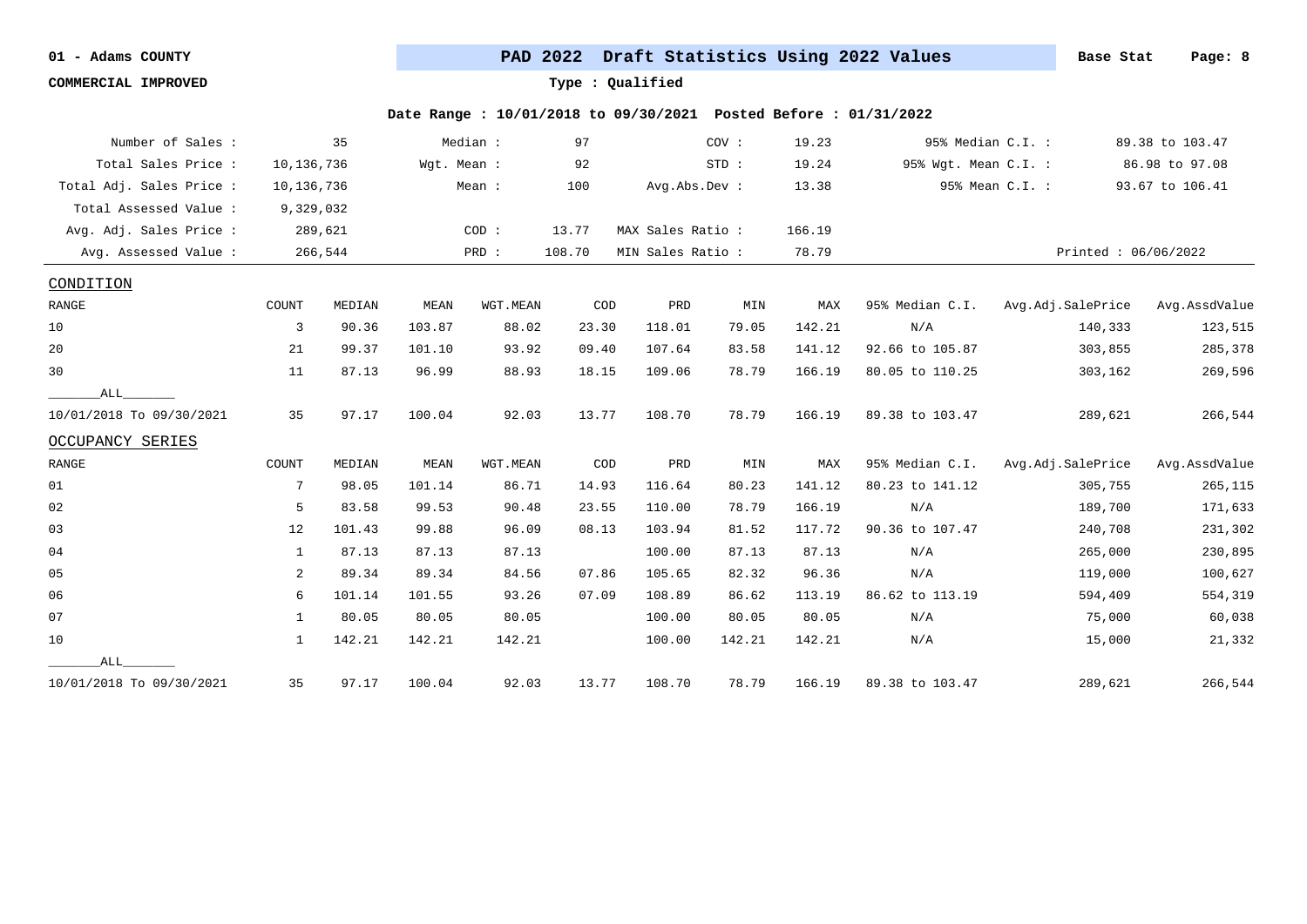01 - Adams COUNTY

COMMERCIAL IMPROVED

**PAD 2022 Draft Statistics Using 2022 Values**

Base Stat

Type : Qualified

Date Range : 10/01/2018 to 09/30/2021 Posted Before : 01/31/2022

| | | | | | | | | |
|---|---|---|---|---|---|---|---|---|
| Number of Sales : | 35 | Median : | 97 | COV : | 19.23 | 95% Median C.I. : | 89.38 to 103.47 | |
| Total Sales Price : | 10,136,736 | Wgt. Mean : | 92 | STD : | 19.24 | 95% Wgt. Mean C.I. : | 86.98 to 97.08 | |
| Total Adj. Sales Price : | 10,136,736 | Mean : | 100 | Avg.Abs.Dev : | 13.38 | 95% Mean C.I. : | 93.67 to 106.41 | |
| Total Assessed Value : | 9,329,032 | | | | | | | |
| Avg. Adj. Sales Price : | 289,621 | COD : | 13.77 | MAX Sales Ratio : | 166.19 | | | |
| Avg. Assessed Value : | 266,544 | PRD : | 108.70 | MIN Sales Ratio : | 78.79 | | | Printed : 06/06/2022 |

CONDITION

| RANGE | COUNT | MEDIAN | MEAN | WGT.MEAN | COD | PRD | MIN | MAX | 95% Median C.I. | Avg.Adj.SalePrice | Avg.AssdValue |
|---|---|---|---|---|---|---|---|---|---|---|---|
| 10 | 3 | 90.36 | 103.87 | 88.02 | 23.30 | 118.01 | 79.05 | 142.21 | N/A | 140,333 | 123,515 |
| 20 | 21 | 99.37 | 101.10 | 93.92 | 09.40 | 107.64 | 83.58 | 141.12 | 92.66 to 105.87 | 303,855 | 285,378 |
| 30 | 11 | 87.13 | 96.99 | 88.93 | 18.15 | 109.06 | 78.79 | 166.19 | 80.05 to 110.25 | 303,162 | 269,596 |
| _______ALL_______ | | | | | | | | | | | |
| 10/01/2018 To 09/30/2021 | 35 | 97.17 | 100.04 | 92.03 | 13.77 | 108.70 | 78.79 | 166.19 | 89.38 to 103.47 | 289,621 | 266,544 |

OCCUPANCY SERIES

| RANGE | COUNT | MEDIAN | MEAN | WGT.MEAN | COD | PRD | MIN | MAX | 95% Median C.I. | Avg.Adj.SalePrice | Avg.AssdValue |
|---|---|---|---|---|---|---|---|---|---|---|---|
| 01 | 7 | 98.05 | 101.14 | 86.71 | 14.93 | 116.64 | 80.23 | 141.12 | 80.23 to 141.12 | 305,755 | 265,115 |
| 02 | 5 | 83.58 | 99.53 | 90.48 | 23.55 | 110.00 | 78.79 | 166.19 | N/A | 189,700 | 171,633 |
| 03 | 12 | 101.43 | 99.88 | 96.09 | 08.13 | 103.94 | 81.52 | 117.72 | 90.36 to 107.47 | 240,708 | 231,302 |
| 04 | 1 | 87.13 | 87.13 | 87.13 | | 100.00 | 87.13 | 87.13 | N/A | 265,000 | 230,895 |
| 05 | 2 | 89.34 | 89.34 | 84.56 | 07.86 | 105.65 | 82.32 | 96.36 | N/A | 119,000 | 100,627 |
| 06 | 6 | 101.14 | 101.55 | 93.26 | 07.09 | 108.89 | 86.62 | 113.19 | 86.62 to 113.19 | 594,409 | 554,319 |
| 07 | 1 | 80.05 | 80.05 | 80.05 | | 100.00 | 80.05 | 80.05 | N/A | 75,000 | 60,038 |
| 10 | 1 | 142.21 | 142.21 | 142.21 | | 100.00 | 142.21 | 142.21 | N/A | 15,000 | 21,332 |
| _______ALL_______ | | | | | | | | | | | |
| 10/01/2018 To 09/30/2021 | 35 | 97.17 | 100.04 | 92.03 | 13.77 | 108.70 | 78.79 | 166.19 | 89.38 to 103.47 | 289,621 | 266,544 |